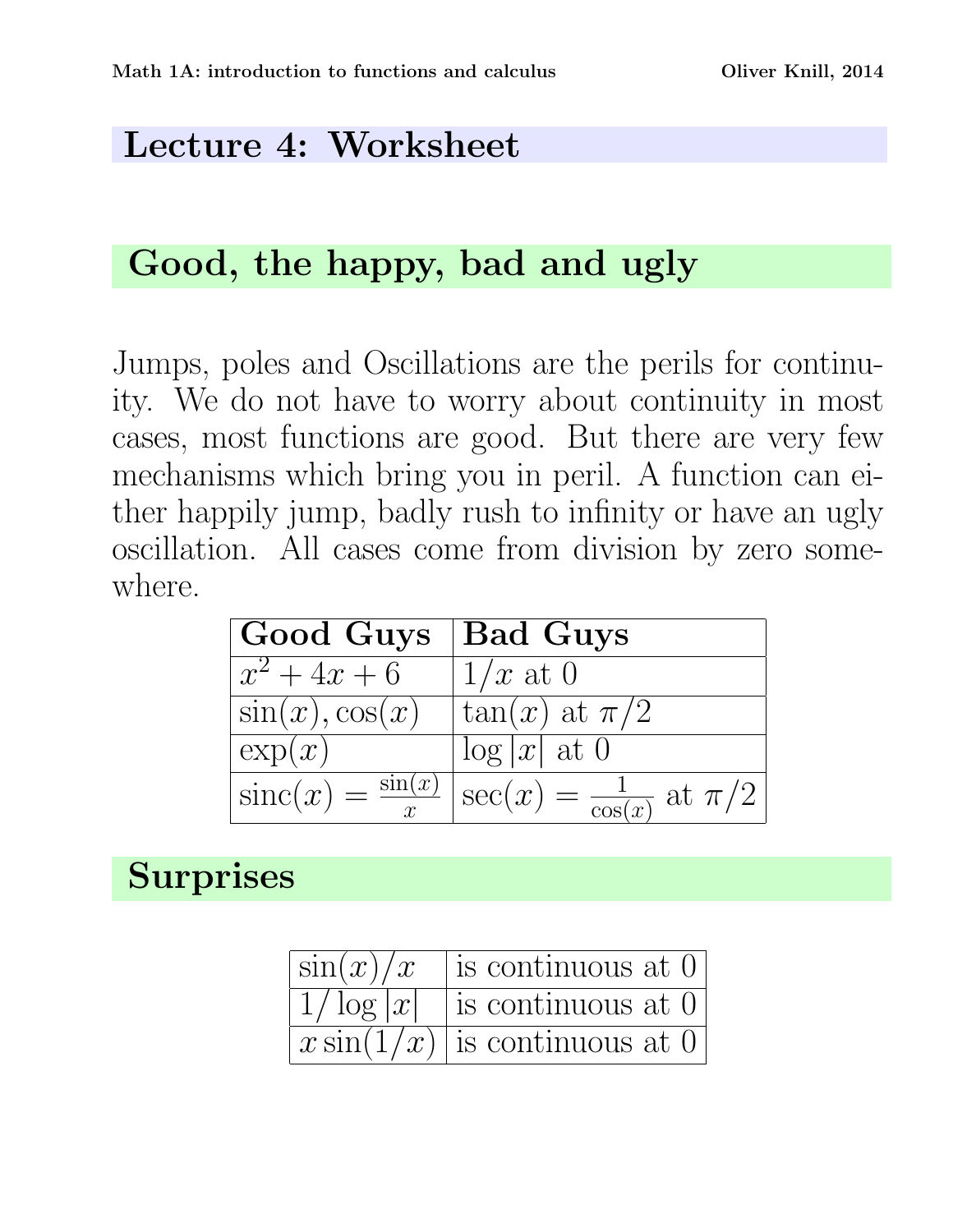# Lecture 4: Worksheet

## Good, the happy, bad and ugly

Jumps, poles and Oscillations are the perils for continuity. We do not have to worry about continuity in most cases, most functions are good. But there are very few mechanisms which bring you in peril. A function can either happily jump, badly rush to infinity or have an ugly oscillation. All cases come from division by zero somewhere.

| **Good Guys** | **Bad Guys** |
| --- | --- |
| $x^2 + 4x + 6$ | $1/x$ at 0 |
| $\sin(x), \cos(x)$ | $\tan(x)$ at $\pi/2$ |
| $\exp(x)$ | $\log\lvert x\rvert$ at 0 |
| $\text{sinc}(x) = \frac{\sin(x)}{x}$ | $\sec(x) = \frac{1}{\cos(x)}$ at $\pi/2$ |

## Surprises

| | |
| --- | --- |
| $\sin(x)/x$ | is continuous at 0 |
| $1/\log\lvert x\rvert$ | is continuous at 0 |
| $x\sin(1/x)$ | is continuous at 0 |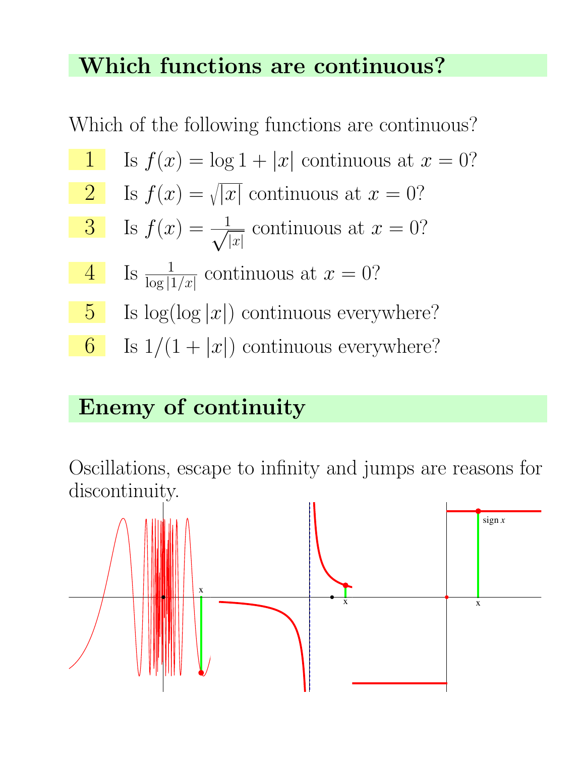## Which functions are continuous?

Which of the following functions are continuous?

1. Is $f(x) = \log 1 + |x|$ continuous at $x = 0$?
2. Is $f(x) = \sqrt{|x|}$ continuous at $x = 0$?
3. Is $f(x) = \frac{1}{\sqrt{|x|}}$ continuous at $x = 0$?
4. Is $\frac{1}{\log |1/x|}$ continuous at $x = 0$?
5. Is $\log(\log |x|)$ continuous everywhere?
6. Is $1/(1 + |x|)$ continuous everywhere?

## Enemy of continuity

Oscillations, escape to infinity and jumps are reasons for discontinuity.

x

x

sign $x$

x